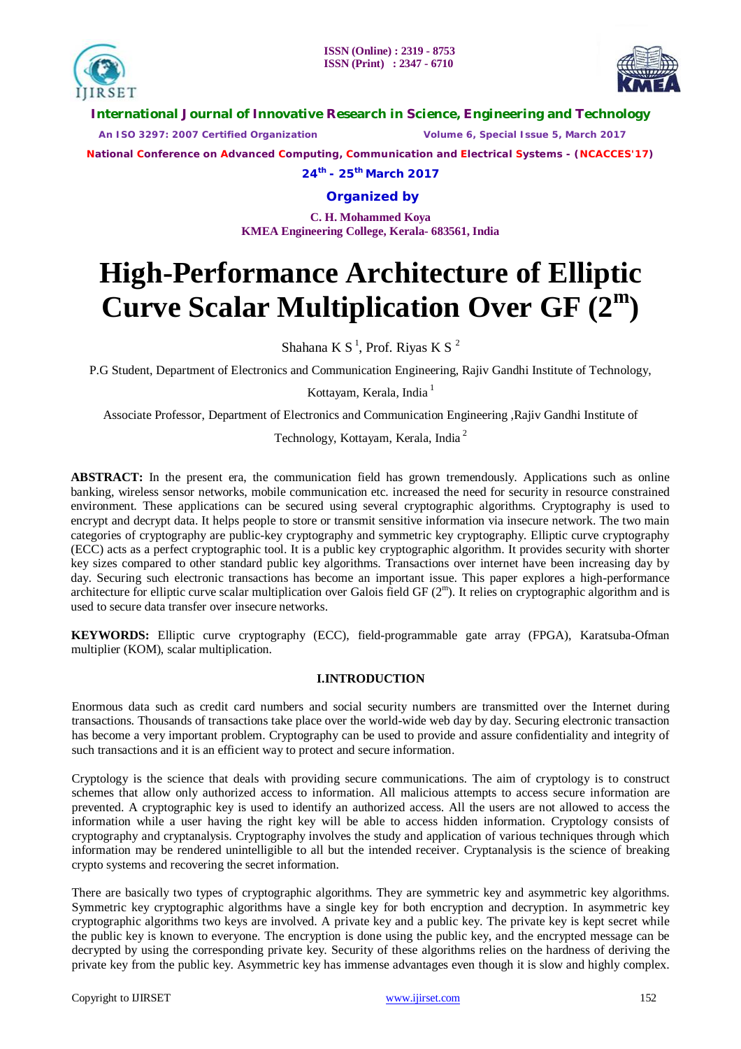# High-Performance Architecture of Elliptic Curve Scalar Multiplication Over GF ($2^m$)

Shahana K S [1], Prof. Riyas K S [2]

P.G Student, Department of Electronics and Communication Engineering, Rajiv Gandhi Institute of Technology, Kottayam, Kerala, India [1]

Associate Professor, Department of Electronics and Communication Engineering ,Rajiv Gandhi Institute of Technology, Kottayam, Kerala, India [2]

**ABSTRACT:** In the present era, the communication field has grown tremendously. Applications such as online banking, wireless sensor networks, mobile communication etc. increased the need for security in resource constrained environment. These applications can be secured using several cryptographic algorithms. Cryptography is used to encrypt and decrypt data. It helps people to store or transmit sensitive information via insecure network. The two main categories of cryptography are public-key cryptography and symmetric key cryptography. Elliptic curve cryptography (ECC) acts as a perfect cryptographic tool. It is a public key cryptographic algorithm. It provides security with shorter key sizes compared to other standard public key algorithms. Transactions over internet have been increasing day by day. Securing such electronic transactions has become an important issue. This paper explores a high-performance architecture for elliptic curve scalar multiplication over Galois field GF ($2^m$). It relies on cryptographic algorithm and is used to secure data transfer over insecure networks.

**KEYWORDS:** Elliptic curve cryptography (ECC), field-programmable gate array (FPGA), Karatsuba-Ofman multiplier (KOM), scalar multiplication.

## I.INTRODUCTION

Enormous data such as credit card numbers and social security numbers are transmitted over the Internet during transactions. Thousands of transactions take place over the world-wide web day by day. Securing electronic transaction has become a very important problem. Cryptography can be used to provide and assure confidentiality and integrity of such transactions and it is an efficient way to protect and secure information.

Cryptology is the science that deals with providing secure communications. The aim of cryptology is to construct schemes that allow only authorized access to information. All malicious attempts to access secure information are prevented. A cryptographic key is used to identify an authorized access. All the users are not allowed to access the information while a user having the right key will be able to access hidden information. Cryptology consists of cryptography and cryptanalysis. Cryptography involves the study and application of various techniques through which information may be rendered unintelligible to all but the intended receiver. Cryptanalysis is the science of breaking crypto systems and recovering the secret information.

There are basically two types of cryptographic algorithms. They are symmetric key and asymmetric key algorithms. Symmetric key cryptographic algorithms have a single key for both encryption and decryption. In asymmetric key cryptographic algorithms two keys are involved. A private key and a public key. The private key is kept secret while the public key is known to everyone. The encryption is done using the public key, and the encrypted message can be decrypted by using the corresponding private key. Security of these algorithms relies on the hardness of deriving the private key from the public key. Asymmetric key has immense advantages even though it is slow and highly complex.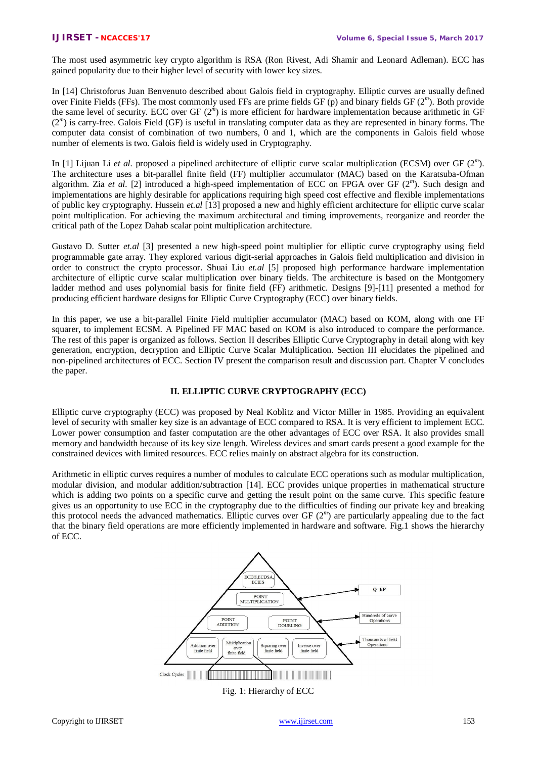The most used asymmetric key crypto algorithm is RSA (Ron Rivest, Adi Shamir and Leonard Adleman). ECC has gained popularity due to their higher level of security with lower key sizes.

In [14] Christoforus Juan Benvenuto described about Galois field in cryptography. Elliptic curves are usually defined over Finite Fields (FFs). The most commonly used FFs are prime fields GF (p) and binary fields GF ($2^m$). Both provide the same level of security. ECC over GF ($2^m$) is more efficient for hardware implementation because arithmetic in GF ($2^m$) is carry-free. Galois Field (GF) is useful in translating computer data as they are represented in binary forms. The computer data consist of combination of two numbers, 0 and 1, which are the components in Galois field whose number of elements is two. Galois field is widely used in Cryptography.

In [1] Lijuan Li *et al.* proposed a pipelined architecture of elliptic curve scalar multiplication (ECSM) over GF ($2^m$). The architecture uses a bit-parallel finite field (FF) multiplier accumulator (MAC) based on the Karatsuba-Ofman algorithm. Zia *et al.* [2] introduced a high-speed implementation of ECC on FPGA over GF ($2^m$). Such design and implementations are highly desirable for applications requiring high speed cost effective and flexible implementations of public key cryptography. Hussein *et.al* [13] proposed a new and highly efficient architecture for elliptic curve scalar point multiplication. For achieving the maximum architectural and timing improvements, reorganize and reorder the critical path of the Lopez Dahab scalar point multiplication architecture.

Gustavo D. Sutter *et.al* [3] presented a new high-speed point multiplier for elliptic curve cryptography using field programmable gate array. They explored various digit-serial approaches in Galois field multiplication and division in order to construct the crypto processor. Shuai Liu *et.al* [5] proposed high performance hardware implementation architecture of elliptic curve scalar multiplication over binary fields. The architecture is based on the Montgomery ladder method and uses polynomial basis for finite field (FF) arithmetic. Designs [9]-[11] presented a method for producing efficient hardware designs for Elliptic Curve Cryptography (ECC) over binary fields.

In this paper, we use a bit-parallel Finite Field multiplier accumulator (MAC) based on KOM, along with one FF squarer, to implement ECSM. A Pipelined FF MAC based on KOM is also introduced to compare the performance. The rest of this paper is organized as follows. Section II describes Elliptic Curve Cryptography in detail along with key generation, encryption, decryption and Elliptic Curve Scalar Multiplication. Section III elucidates the pipelined and non-pipelined architectures of ECC. Section IV present the comparison result and discussion part. Chapter V concludes the paper.

## II. ELLIPTIC CURVE CRYPTOGRAPHY (ECC)

Elliptic curve cryptography (ECC) was proposed by Neal Koblitz and Victor Miller in 1985. Providing an equivalent level of security with smaller key size is an advantage of ECC compared to RSA. It is very efficient to implement ECC. Lower power consumption and faster computation are the other advantages of ECC over RSA. It also provides small memory and bandwidth because of its key size length. Wireless devices and smart cards present a good example for the constrained devices with limited resources. ECC relies mainly on abstract algebra for its construction.

Arithmetic in elliptic curves requires a number of modules to calculate ECC operations such as modular multiplication, modular division, and modular addition/subtraction [14]. ECC provides unique properties in mathematical structure which is adding two points on a specific curve and getting the result point on the same curve. This specific feature gives us an opportunity to use ECC in the cryptography due to the difficulties of finding our private key and breaking this protocol needs the advanced mathematics. Elliptic curves over GF ($2^m$) are particularly appealing due to the fact that the binary field operations are more efficiently implemented in hardware and software. Fig.1 shows the hierarchy of ECC.

ECDH,ECDSA, ECIES | POINT MULTIPLICATION | POINT ADDITION | POINT DOUBLING | Addition over finite field | Multiplication over finite field | Squaring over finite field | Inverse over finite field | Q=kP | Hundreds of curve Operations | Thousands of field Operations | Clock Cycles

Fig. 1: Hierarchy of ECC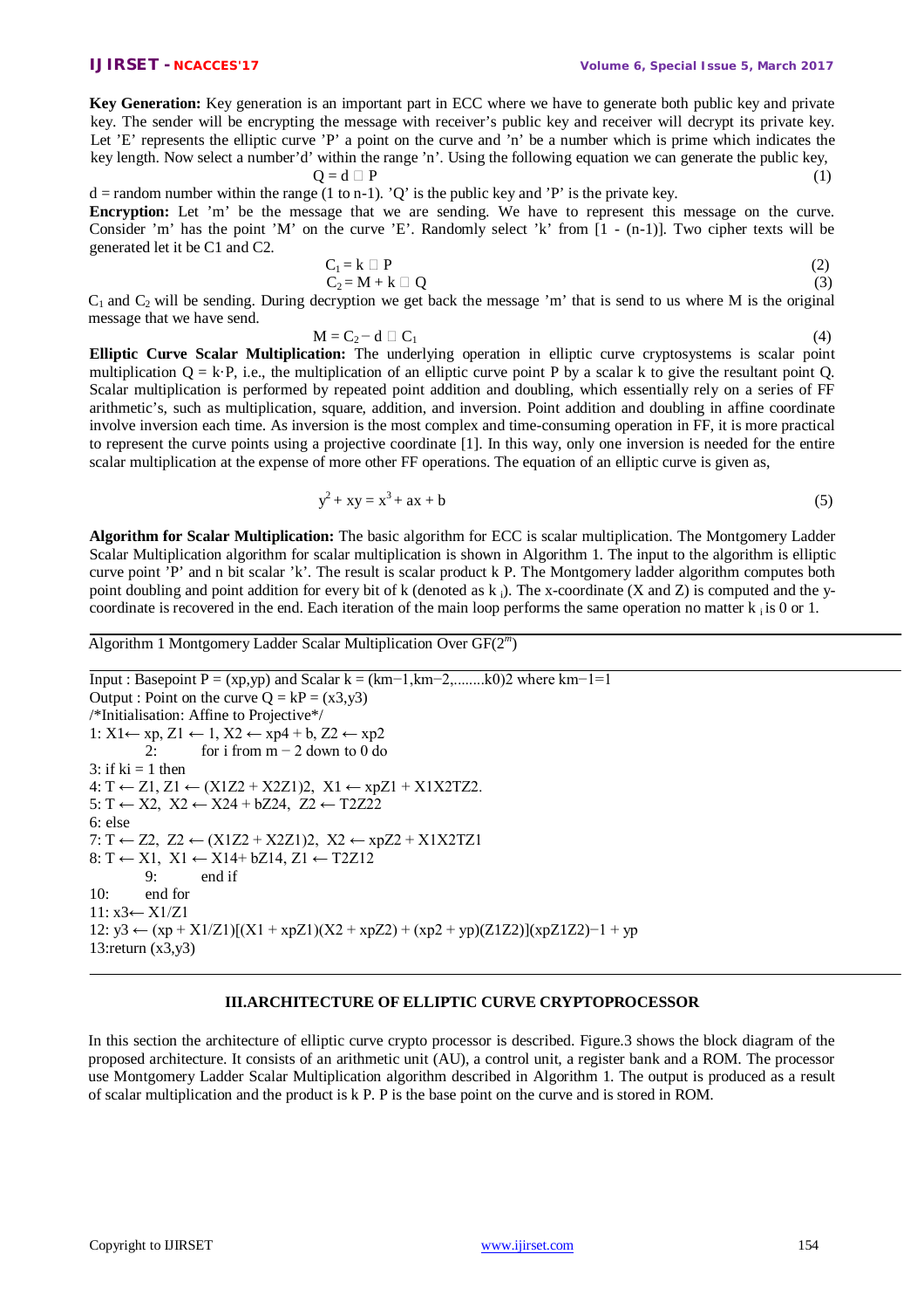**Key Generation:** Key generation is an important part in ECC where we have to generate both public key and private key. The sender will be encrypting the message with receiver's public key and receiver will decrypt its private key. Let 'E' represents the elliptic curve 'P' a point on the curve and 'n' be a number which is prime which indicates the key length. Now select a number'd' within the range 'n'. Using the following equation we can generate the public key,

$$Q = d \cdot P \tag{1}$$

d = random number within the range (1 to n-1). 'Q' is the public key and 'P' is the private key.

**Encryption:** Let 'm' be the message that we are sending. We have to represent this message on the curve. Consider 'm' has the point 'M' on the curve 'E'. Randomly select 'k' from [1 - (n-1)]. Two cipher texts will be generated let it be C1 and C2.

$$C_1 = k \cdot P \tag{2}$$

$$C_2 = M + k \cdot Q \tag{3}$$

$C_1$ and $C_2$ will be sending. During decryption we get back the message 'm' that is send to us where M is the original message that we have send.

$$M = C_2 - d \cdot C_1 \tag{4}$$

**Elliptic Curve Scalar Multiplication:** The underlying operation in elliptic curve cryptosystems is scalar point multiplication $Q = k \cdot P$, i.e., the multiplication of an elliptic curve point P by a scalar k to give the resultant point Q. Scalar multiplication is performed by repeated point addition and doubling, which essentially rely on a series of FF arithmetic's, such as multiplication, square, addition, and inversion. Point addition and doubling in affine coordinate involve inversion each time. As inversion is the most complex and time-consuming operation in FF, it is more practical to represent the curve points using a projective coordinate [1]. In this way, only one inversion is needed for the entire scalar multiplication at the expense of more other FF operations. The equation of an elliptic curve is given as,

$$y^2 + xy = x^3 + ax + b \tag{5}$$

**Algorithm for Scalar Multiplication:** The basic algorithm for ECC is scalar multiplication. The Montgomery Ladder Scalar Multiplication algorithm for scalar multiplication is shown in Algorithm 1. The input to the algorithm is elliptic curve point 'P' and n bit scalar 'k'. The result is scalar product k P. The Montgomery ladder algorithm computes both point doubling and point addition for every bit of k (denoted as $k_i$). The x-coordinate (X and Z) is computed and the y-coordinate is recovered in the end. Each iteration of the main loop performs the same operation no matter $k_i$ is 0 or 1.

---

Algorithm 1 Montgomery Ladder Scalar Multiplication Over $GF(2^m)$

---

Input : Basepoint P = (xp,yp) and Scalar k = (km−1,km−2,........k0)2 where km−1=1
Output : Point on the curve Q = kP = (x3,y3)
/*Initialisation: Affine to Projective*/
1: X1← xp, Z1 ← 1, X2 ← xp4 + b, Z2 ← xp2
2: for i from m − 2 down to 0 do
3: if ki = 1 then
4: T ← Z1, Z1 ← (X1Z2 + X2Z1)2, X1 ← xpZ1 + X1X2TZ2.
5: T ← X2, X2 ← X24 + bZ24, Z2 ← T2Z22
6: else
7: T ← Z2, Z2 ← (X1Z2 + X2Z1)2, X2 ← xpZ2 + X1X2TZ1
8: T ← X1, X1 ← X14+ bZ14, Z1 ← T2Z12
9: end if
10: end for
11: x3← X1/Z1
12: y3 ← (xp + X1/Z1)[(X1 + xpZ1)(X2 + xpZ2) + (xp2 + yp)(Z1Z2)](xpZ1Z2)−1 + yp
13:return (x3,y3)

---

## III.ARCHITECTURE OF ELLIPTIC CURVE CRYPTOPROCESSOR

In this section the architecture of elliptic curve crypto processor is described. Figure.3 shows the block diagram of the proposed architecture. It consists of an arithmetic unit (AU), a control unit, a register bank and a ROM. The processor use Montgomery Ladder Scalar Multiplication algorithm described in Algorithm 1. The output is produced as a result of scalar multiplication and the product is k P. P is the base point on the curve and is stored in ROM.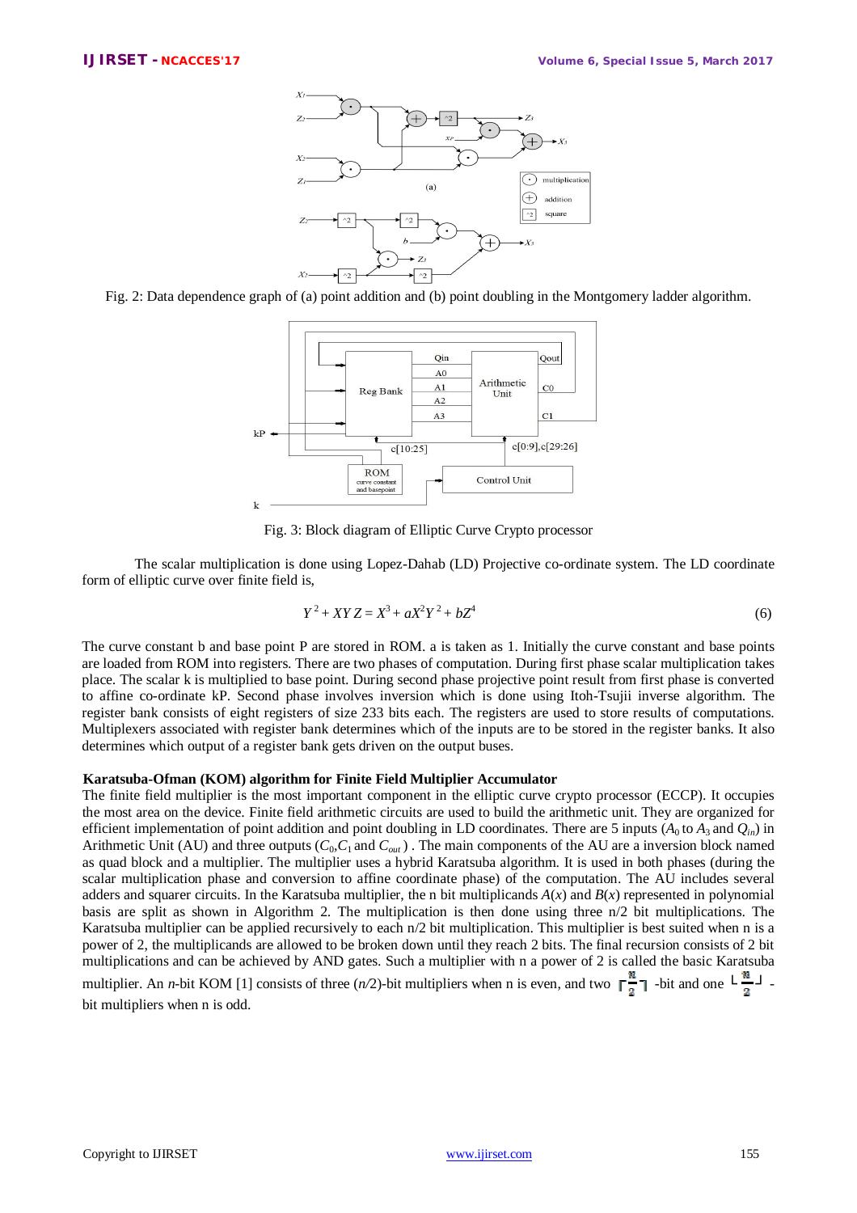Fig. 2: Data dependence graph of (a) point addition and (b) point doubling in the Montgomery ladder algorithm.

Fig. 3: Block diagram of Elliptic Curve Crypto processor

The scalar multiplication is done using Lopez-Dahab (LD) Projective co-ordinate system. The LD coordinate form of elliptic curve over finite field is,

$$Y^2 + XYZ = X^3 + aX^2Y^2 + bZ^4 \tag{6}$$

The curve constant b and base point P are stored in ROM. a is taken as 1. Initially the curve constant and base points are loaded from ROM into registers. There are two phases of computation. During first phase scalar multiplication takes place. The scalar k is multiplied to base point. During second phase projective point result from first phase is converted to affine co-ordinate kP. Second phase involves inversion which is done using Itoh-Tsujii inverse algorithm. The register bank consists of eight registers of size 233 bits each. The registers are used to store results of computations. Multiplexers associated with register bank determines which of the inputs are to be stored in the register banks. It also determines which output of a register bank gets driven on the output buses.

**Karatsuba-Ofman (KOM) algorithm for Finite Field Multiplier Accumulator**

The finite field multiplier is the most important component in the elliptic curve crypto processor (ECCP). It occupies the most area on the device. Finite field arithmetic circuits are used to build the arithmetic unit. They are organized for efficient implementation of point addition and point doubling in LD coordinates. There are 5 inputs ($A_0$ to $A_3$ and $Q_{in}$) in Arithmetic Unit (AU) and three outputs ($C_0$,$C_1$ and $C_{out}$ ) . The main components of the AU are a inversion block named as quad block and a multiplier. The multiplier uses a hybrid Karatsuba algorithm. It is used in both phases (during the scalar multiplication phase and conversion to affine coordinate phase) of the computation. The AU includes several adders and squarer circuits. In the Karatsuba multiplier, the n bit multiplicands $A(x)$ and $B(x)$ represented in polynomial basis are split as shown in Algorithm 2. The multiplication is then done using three n/2 bit multiplications. The Karatsuba multiplier can be applied recursively to each n/2 bit multiplication. This multiplier is best suited when n is a power of 2, the multiplicands are allowed to be broken down until they reach 2 bits. The final recursion consists of 2 bit multiplications and can be achieved by AND gates. Such a multiplier with n a power of 2 is called the basic Karatsuba multiplier. An *n*-bit KOM [1] consists of three (*n*/2)-bit multipliers when n is even, and two $\lceil \frac{n}{2} \rceil$ -bit and one $\lfloor \frac{n}{2} \rfloor$ -bit multipliers when n is odd.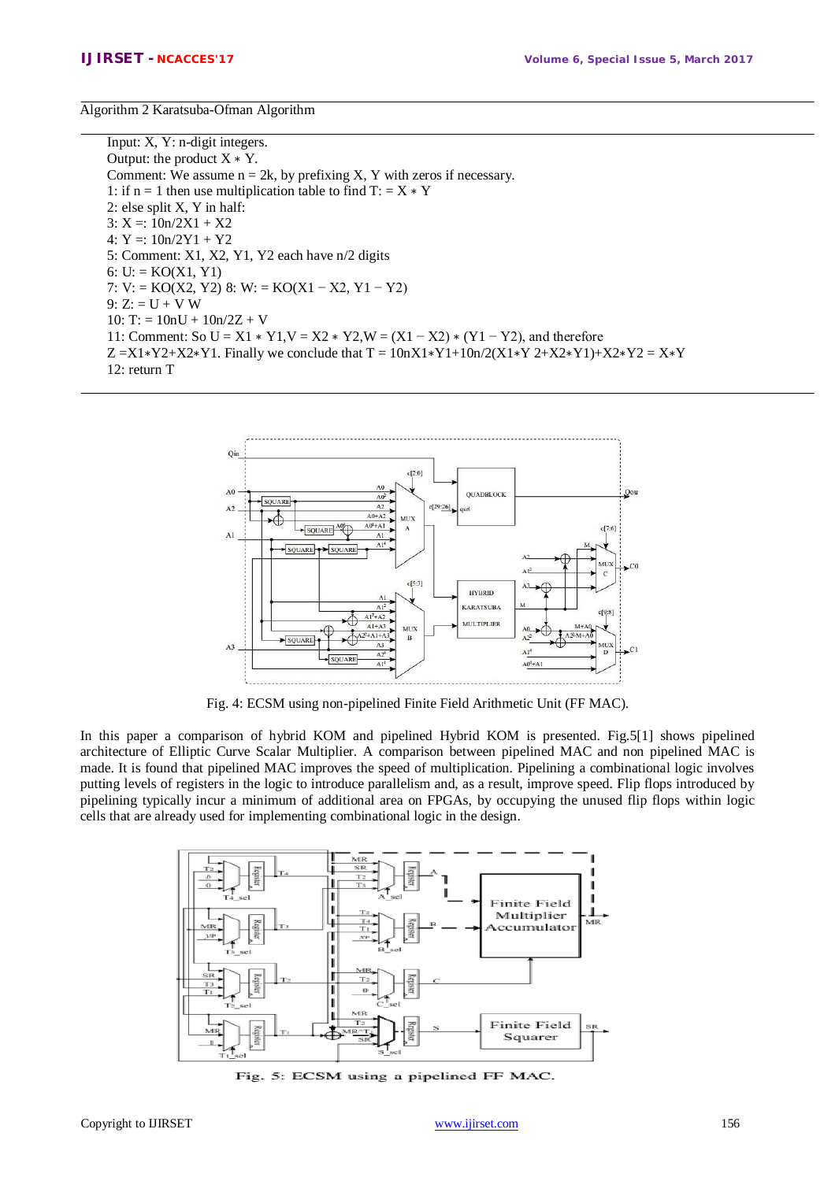Algorithm 2 Karatsuba-Ofman Algorithm

Input: X, Y: n-digit integers.
Output: the product $X * Y$.
Comment: We assume $n = 2k$, by prefixing X, Y with zeros if necessary.
1: if $n = 1$ then use multiplication table to find $T := X * Y$
2: else split X, Y in half:
3: $X =: 10n/2X1 + X2$
4: $Y =: 10n/2Y1 + Y2$
5: Comment: X1, X2, Y1, Y2 each have n/2 digits
6: U: = KO(X1, Y1)
7: V: = KO(X2, Y2) 8: W: = KO(X1 − X2, Y1 − Y2)
9: Z: = U + V W
10: T: = 10nU + 10n/2Z + V
11: Comment: So $U = X1 * Y1, V = X2 * Y2, W = (X1 - X2) * (Y1 - Y2)$, and therefore
$Z = X1*Y2+X2*Y1$. Finally we conclude that $T = 10nX1*Y1+10n/2(X1*Y2+X2*Y1)+X2*Y2 = X*Y$
12: return T

Fig. 4: ECSM using non-pipelined Finite Field Arithmetic Unit (FF MAC).

In this paper a comparison of hybrid KOM and pipelined Hybrid KOM is presented. Fig.5[1] shows pipelined architecture of Elliptic Curve Scalar Multiplier. A comparison between pipelined MAC and non pipelined MAC is made. It is found that pipelined MAC improves the speed of multiplication. Pipelining a combinational logic involves putting levels of registers in the logic to introduce parallelism and, as a result, improve speed. Flip flops introduced by pipelining typically incur a minimum of additional area on FPGAs, by occupying the unused flip flops within logic cells that are already used for implementing combinational logic in the design.

Fig. 5: ECSM using a pipelined FF MAC.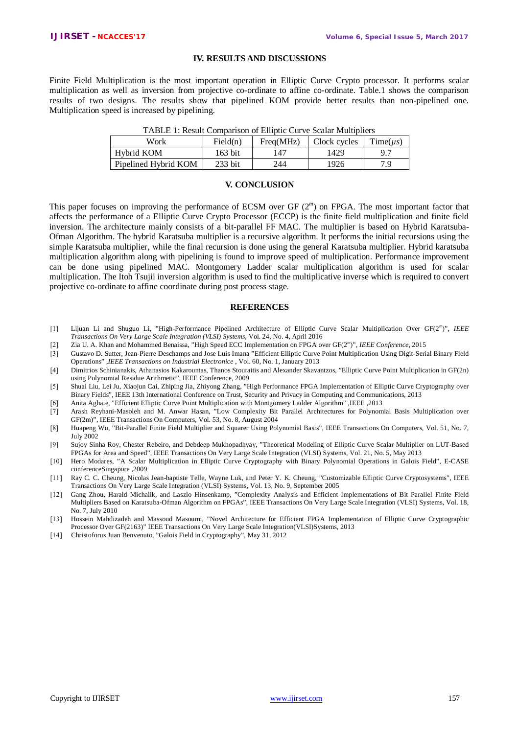## IV. RESULTS AND DISCUSSIONS

Finite Field Multiplication is the most important operation in Elliptic Curve Crypto processor. It performs scalar multiplication as well as inversion from projective co-ordinate to affine co-ordinate. Table.1 shows the comparison results of two designs. The results show that pipelined KOM provide better results than non-pipelined one. Multiplication speed is increased by pipelining.

TABLE 1: Result Comparison of Elliptic Curve Scalar Multipliers

| Work | Field(n) | Freq(MHz) | Clock cycles | Time($\mu s$) |
|---|---|---|---|---|
| Hybrid KOM | 163 bit | 147 | 1429 | 9.7 |
| Pipelined Hybrid KOM | 233 bit | 244 | 1926 | 7.9 |

## V. CONCLUSION

This paper focuses on improving the performance of ECSM over GF ($2^m$) on FPGA. The most important factor that affects the performance of a Elliptic Curve Crypto Processor (ECCP) is the finite field multiplication and finite field inversion. The architecture mainly consists of a bit-parallel FF MAC. The multiplier is based on Hybrid Karatsuba-Ofman Algorithm. The hybrid Karatsuba multiplier is a recursive algorithm. It performs the initial recursions using the simple Karatsuba multiplier, while the final recursion is done using the general Karatsuba multiplier. Hybrid karatsuba multiplication algorithm along with pipelining is found to improve speed of multiplication. Performance improvement can be done using pipelined MAC. Montgomery Ladder scalar multiplication algorithm is used for scalar multiplication. The Itoh Tsujii inversion algorithm is used to find the multiplicative inverse which is required to convert projective co-ordinate to affine coordinate during post process stage.

## REFERENCES

[1] Lijuan Li and Shuguo Li, "High-Performance Pipelined Architecture of Elliptic Curve Scalar Multiplication Over GF($2^m$)", *IEEE Transactions On Very Large Scale Integration (VLSI) Systems*, Vol. 24, No. 4, April 2016

[2] Zia U. A. Khan and Mohammed Benaissa, "High Speed ECC Implementation on FPGA over GF($2^m$)", *IEEE Conference*, 2015

[3] Gustavo D. Sutter, Jean-Pierre Deschamps and Jose Luis Imana "Efficient Elliptic Curve Point Multiplication Using Digit-Serial Binary Field Operations" ,*IEEE Transactions on Industrial Electronice* , Vol. 60, No. 1, January 2013

[4] Dimitrios Schinianakis, Athanasios Kakarountas, Thanos Stouraitis and Alexander Skavantzos, "Elliptic Curve Point Multiplication in GF(2n) using Polynomial Residue Arithmetic", IEEE Conference, 2009

[5] Shuai Liu, Lei Ju, Xiaojun Cai, Zhiping Jia, Zhiyong Zhang, "High Performance FPGA Implementation of Elliptic Curve Cryptography over Binary Fields", IEEE 13th International Conference on Trust, Security and Privacy in Computing and Communications, 2013

[6] Anita Aghaie, "Efficient Elliptic Curve Point Multiplication with Montgomery Ladder Algorithm" ,IEEE ,2013

[7] Arash Reyhani-Masoleh and M. Anwar Hasan, "Low Complexity Bit Parallel Architectures for Polynomial Basis Multiplication over GF(2m)", IEEE Transactions On Computers, Vol. 53, No. 8, August 2004

[8] Huapeng Wu, "Bit-Parallel Finite Field Multiplier and Squarer Using Polynomial Basis", IEEE Transactions On Computers, Vol. 51, No. 7, July 2002

[9] Sujoy Sinha Roy, Chester Rebeiro, and Debdeep Mukhopadhyay, "Theoretical Modeling of Elliptic Curve Scalar Multiplier on LUT-Based FPGAs for Area and Speed", IEEE Transactions On Very Large Scale Integration (VLSI) Systems, Vol. 21, No. 5, May 2013

[10] Hero Modares, "A Scalar Multiplication in Elliptic Curve Cryptography with Binary Polynomial Operations in Galois Field", E-CASE conferenceSingapore ,2009

[11] Ray C. C. Cheung, Nicolas Jean-baptiste Telle, Wayne Luk, and Peter Y. K. Cheung, "Customizable Elliptic Curve Cryptosystems", IEEE Transactions On Very Large Scale Integration (VLSI) Systems, Vol. 13, No. 9, September 2005

[12] Gang Zhou, Harald Michalik, and Laszlo Hinsenkamp, "Complexity Analysis and Efficient Implementations of Bit Parallel Finite Field Multipliers Based on Karatsuba-Ofman Algorithm on FPGAs", IEEE Transactions On Very Large Scale Integration (VLSI) Systems, Vol. 18, No. 7, July 2010

[13] Hossein Mahdizadeh and Massoud Masoumi, "Novel Architecture for Efficient FPGA Implementation of Elliptic Curve Cryptographic Processor Over GF(2163)" IEEE Transactions On Very Large Scale Integration(VLSI)Systems, 2013

[14] Christoforus Juan Benvenuto, "Galois Field in Cryptography", May 31, 2012